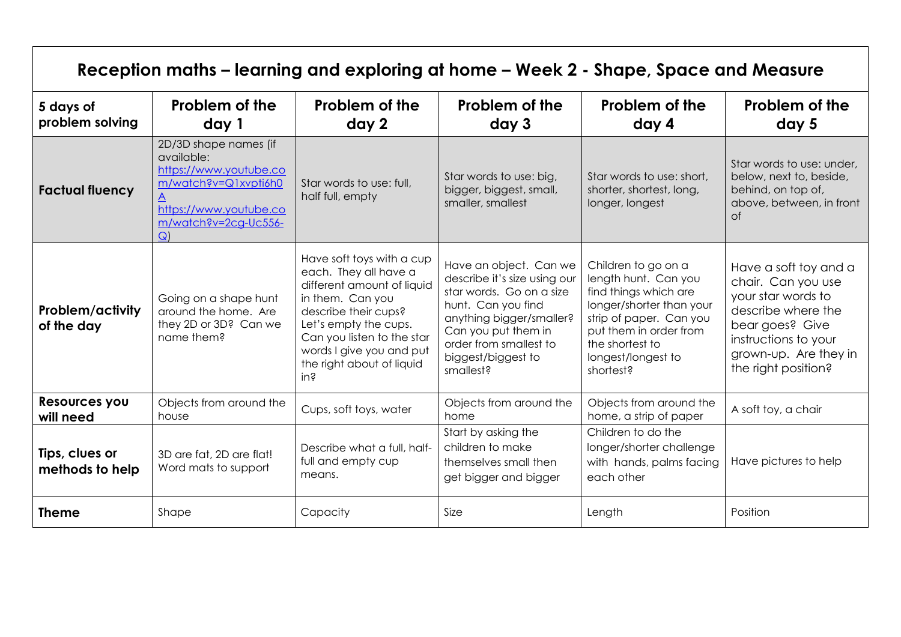# Reception maths – learning and exploring at home – Week 2 - Shape, Space and Measure

| 5 days of problem solving | Problem of the day 1 | Problem of the day 2 | Problem of the day 3 | Problem of the day 4 | Problem of the day 5 |
|---|---|---|---|---|---|
| **Factual fluency** | 2D/3D shape names (if available: https://www.youtube.com/watch?v=Q1xvpti6h0A https://www.youtube.com/watch?v=2cg-Uc556-Q) | Star words to use: full, half full, empty | Star words to use: big, bigger, biggest, small, smaller, smallest | Star words to use: short, shorter, shortest, long, longer, longest | Star words to use: under, below, next to, beside, behind, on top of, above, between, in front of |
| **Problem/activity of the day** | Going on a shape hunt around the home. Are they 2D or 3D? Can we name them? | Have soft toys with a cup each. They all have a different amount of liquid in them. Can you describe their cups? Let's empty the cups. Can you listen to the star words I give you and put the right about of liquid in? | Have an object. Can we describe it's size using our star words. Go on a size hunt. Can you find anything bigger/smaller? Can you put them in order from smallest to biggest/biggest to smallest? | Children to go on a length hunt. Can you find things which are longer/shorter than your strip of paper. Can you put them in order from the shortest to longest/longest to shortest? | Have a soft toy and a chair. Can you use your star words to describe where the bear goes? Give instructions to your grown-up. Are they in the right position? |
| **Resources you will need** | Objects from around the house | Cups, soft toys, water | Objects from around the home | Objects from around the home, a strip of paper | A soft toy, a chair |
| **Tips, clues or methods to help** | 3D are fat, 2D are flat! Word mats to support | Describe what a full, half-full and empty cup means. | Start by asking the children to make themselves small then get bigger and bigger | Children to do the longer/shorter challenge with hands, palms facing each other | Have pictures to help |
| **Theme** | Shape | Capacity | Size | Length | Position |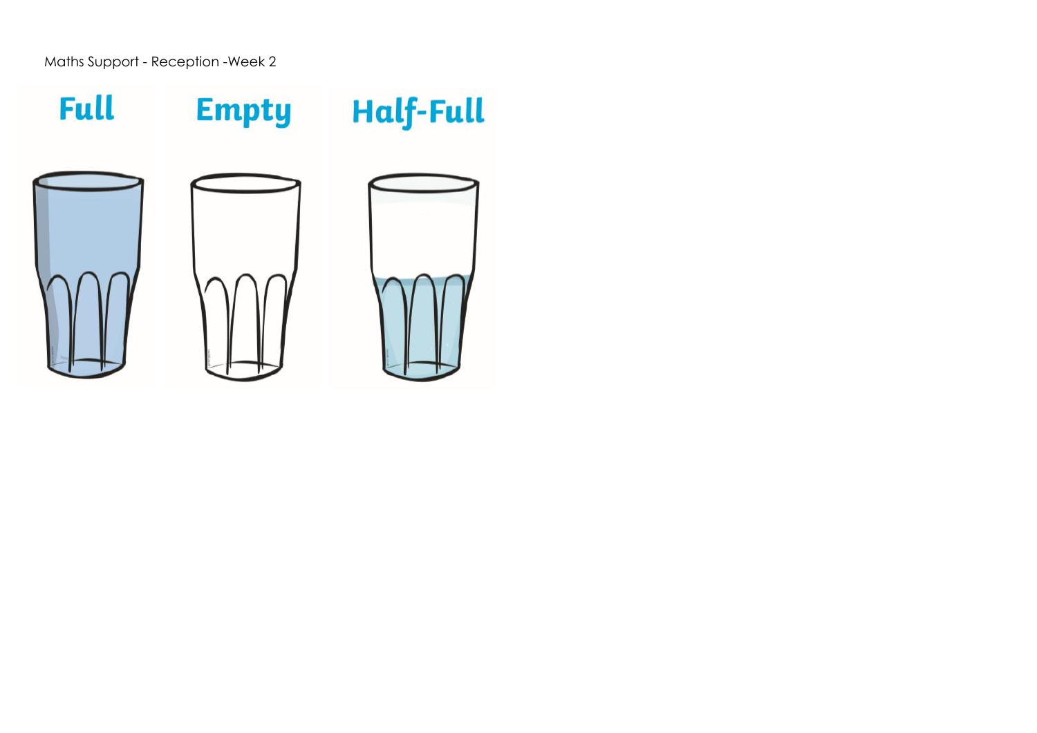Maths Support - Reception -Week 2

Full

Empty

Half-Full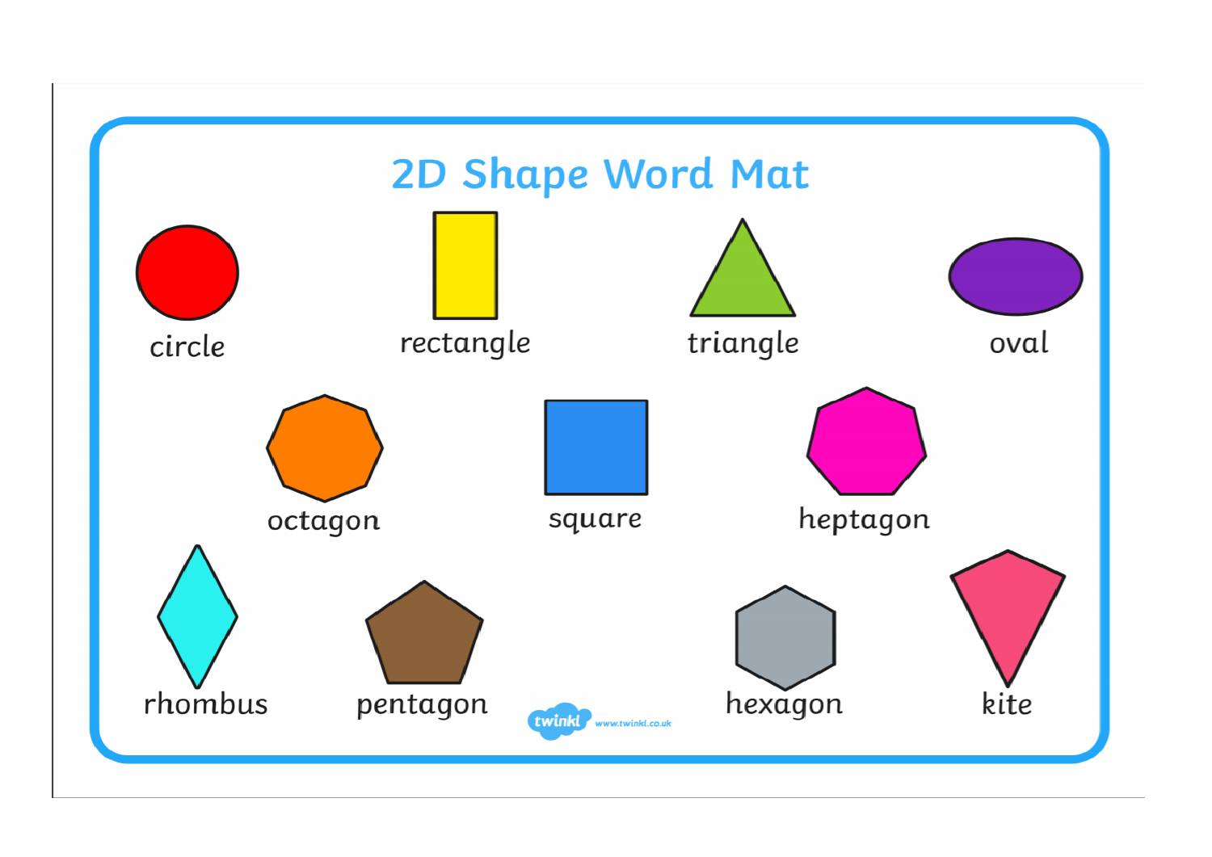# 2D Shape Word Mat

circle

rectangle

triangle

oval

octagon

square

heptagon

rhombus

pentagon

hexagon

kite

twinkl www.twinkl.co.uk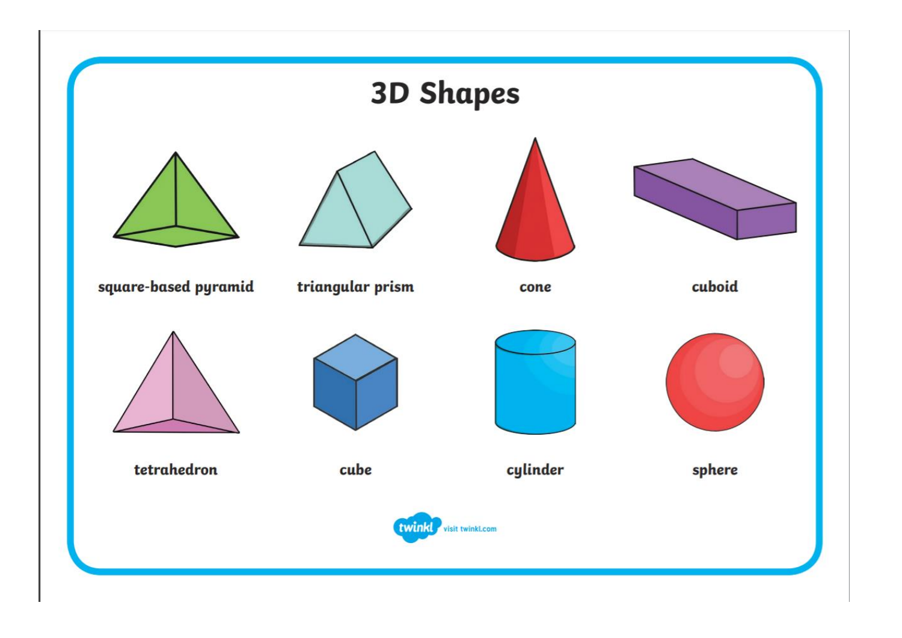# 3D Shapes

square-based pyramid

triangular prism

cone

cuboid

tetrahedron

cube

cylinder

sphere

twinkl visit twinkl.com